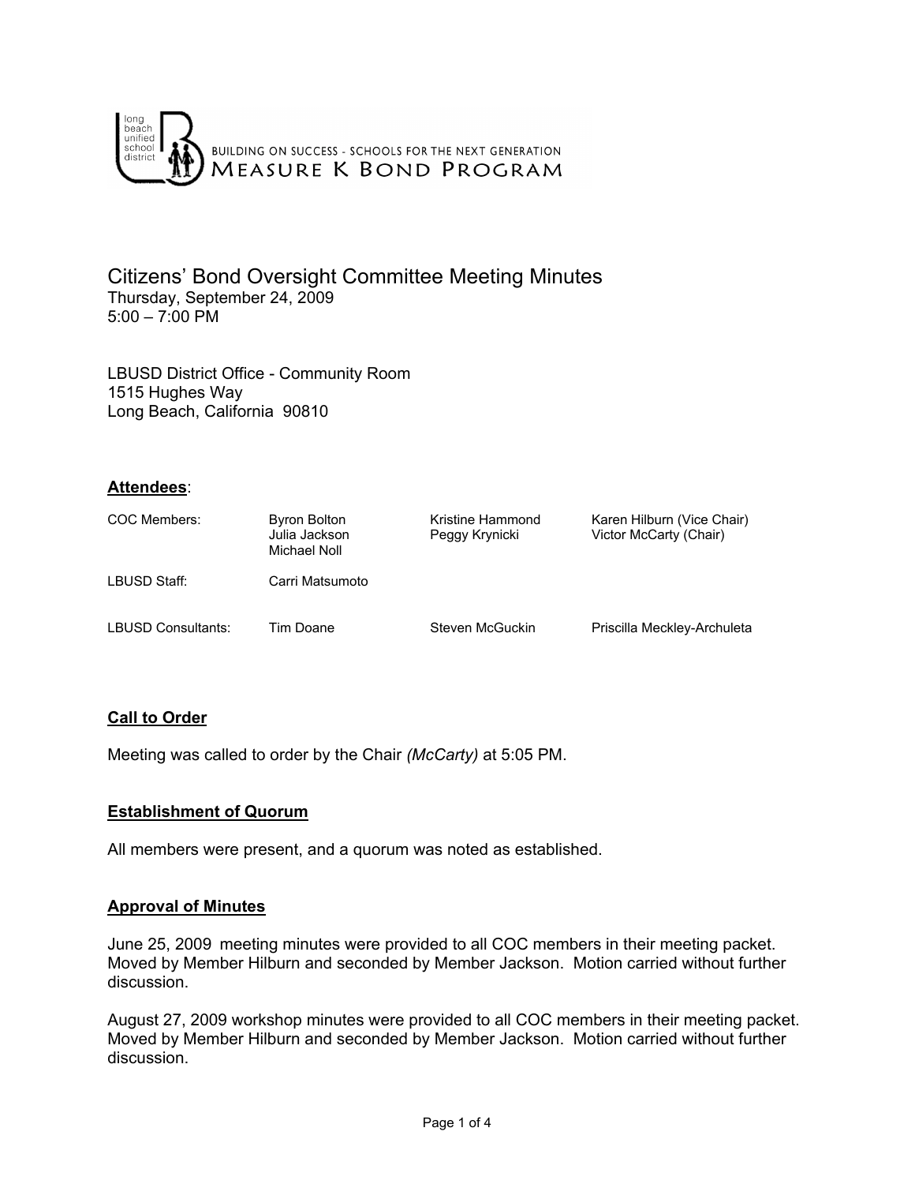BUILDING ON SUCCESS - SCHOOLS FOR THE NEXT GENERATION

MEASURE K BOND PROGRAM

# Citizens' Bond Oversight Committee Meeting Minutes

Thursday, September 24, 2009
5:00 – 7:00 PM

LBUSD District Office - Community Room
1515 Hughes Way
Long Beach, California 90810

**Attendees**:

| | | | |
|---|---|---|---|
| COC Members: | Byron Bolton<br>Julia Jackson<br>Michael Noll | Kristine Hammond<br>Peggy Krynicki | Karen Hilburn (Vice Chair)<br>Victor McCarty (Chair) |
| LBUSD Staff: | Carri Matsumoto | | |
| LBUSD Consultants: | Tim Doane | Steven McGuckin | Priscilla Meckley-Archuleta |

## Call to Order

Meeting was called to order by the Chair *(McCarty)* at 5:05 PM.

## Establishment of Quorum

All members were present, and a quorum was noted as established.

## Approval of Minutes

June 25, 2009 meeting minutes were provided to all COC members in their meeting packet. Moved by Member Hilburn and seconded by Member Jackson. Motion carried without further discussion.

August 27, 2009 workshop minutes were provided to all COC members in their meeting packet. Moved by Member Hilburn and seconded by Member Jackson. Motion carried without further discussion.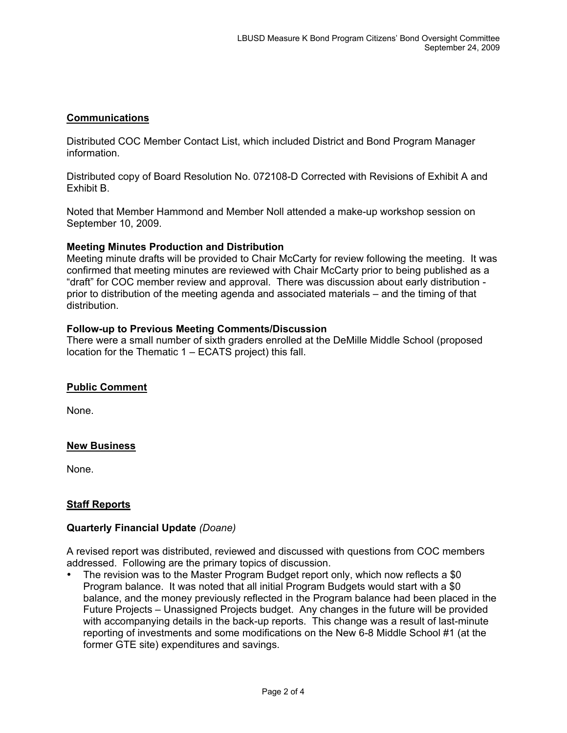## Communications

Distributed COC Member Contact List, which included District and Bond Program Manager information.

Distributed copy of Board Resolution No. 072108-D Corrected with Revisions of Exhibit A and Exhibit B.

Noted that Member Hammond and Member Noll attended a make-up workshop session on September 10, 2009.

**Meeting Minutes Production and Distribution**
Meeting minute drafts will be provided to Chair McCarty for review following the meeting. It was confirmed that meeting minutes are reviewed with Chair McCarty prior to being published as a "draft" for COC member review and approval. There was discussion about early distribution - prior to distribution of the meeting agenda and associated materials – and the timing of that distribution.

**Follow-up to Previous Meeting Comments/Discussion**
There were a small number of sixth graders enrolled at the DeMille Middle School (proposed location for the Thematic 1 – ECATS project) this fall.

## Public Comment

None.

## New Business

None.

## Staff Reports

### Quarterly Financial Update *(Doane)*

A revised report was distributed, reviewed and discussed with questions from COC members addressed. Following are the primary topics of discussion.

- The revision was to the Master Program Budget report only, which now reflects a $0 Program balance. It was noted that all initial Program Budgets would start with a $0 balance, and the money previously reflected in the Program balance had been placed in the Future Projects – Unassigned Projects budget. Any changes in the future will be provided with accompanying details in the back-up reports. This change was a result of last-minute reporting of investments and some modifications on the New 6-8 Middle School #1 (at the former GTE site) expenditures and savings.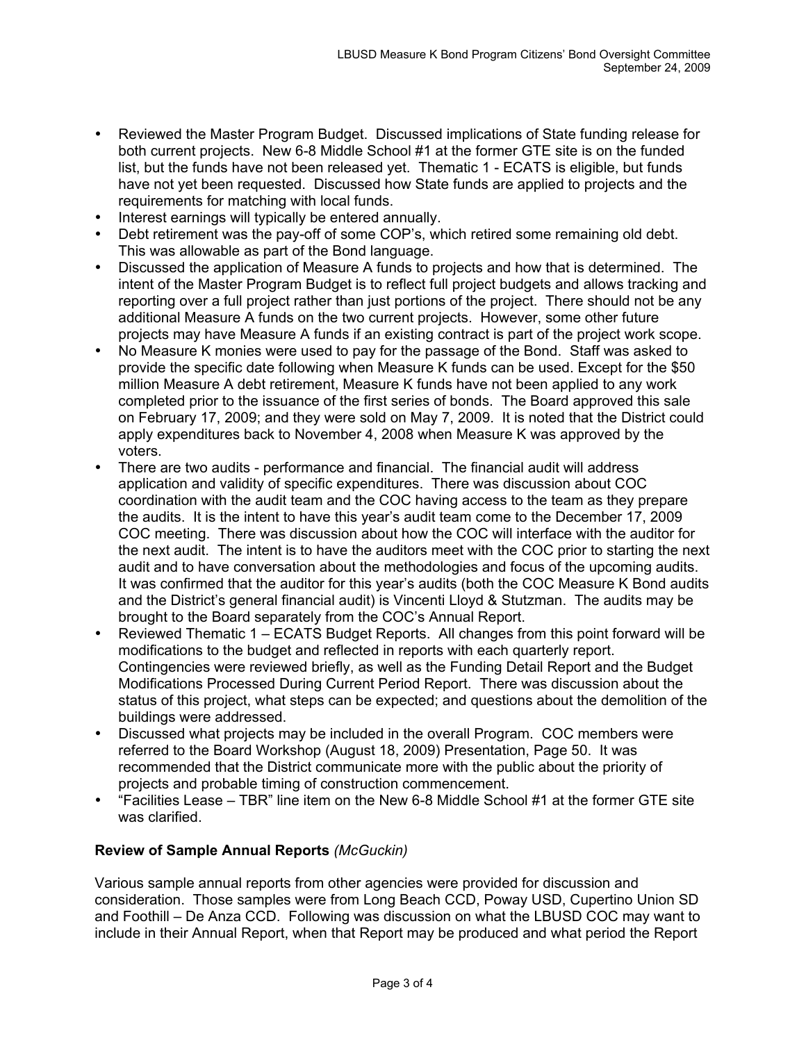- Reviewed the Master Program Budget. Discussed implications of State funding release for both current projects. New 6-8 Middle School #1 at the former GTE site is on the funded list, but the funds have not been released yet. Thematic 1 - ECATS is eligible, but funds have not yet been requested. Discussed how State funds are applied to projects and the requirements for matching with local funds.
- Interest earnings will typically be entered annually.
- Debt retirement was the pay-off of some COP's, which retired some remaining old debt. This was allowable as part of the Bond language.
- Discussed the application of Measure A funds to projects and how that is determined. The intent of the Master Program Budget is to reflect full project budgets and allows tracking and reporting over a full project rather than just portions of the project. There should not be any additional Measure A funds on the two current projects. However, some other future projects may have Measure A funds if an existing contract is part of the project work scope.
- No Measure K monies were used to pay for the passage of the Bond. Staff was asked to provide the specific date following when Measure K funds can be used. Except for the $50 million Measure A debt retirement, Measure K funds have not been applied to any work completed prior to the issuance of the first series of bonds. The Board approved this sale on February 17, 2009; and they were sold on May 7, 2009. It is noted that the District could apply expenditures back to November 4, 2008 when Measure K was approved by the voters.
- There are two audits - performance and financial. The financial audit will address application and validity of specific expenditures. There was discussion about COC coordination with the audit team and the COC having access to the team as they prepare the audits. It is the intent to have this year's audit team come to the December 17, 2009 COC meeting. There was discussion about how the COC will interface with the auditor for the next audit. The intent is to have the auditors meet with the COC prior to starting the next audit and to have conversation about the methodologies and focus of the upcoming audits. It was confirmed that the auditor for this year's audits (both the COC Measure K Bond audits and the District's general financial audit) is Vincenti Lloyd & Stutzman. The audits may be brought to the Board separately from the COC's Annual Report.
- Reviewed Thematic 1 – ECATS Budget Reports. All changes from this point forward will be modifications to the budget and reflected in reports with each quarterly report. Contingencies were reviewed briefly, as well as the Funding Detail Report and the Budget Modifications Processed During Current Period Report. There was discussion about the status of this project, what steps can be expected; and questions about the demolition of the buildings were addressed.
- Discussed what projects may be included in the overall Program. COC members were referred to the Board Workshop (August 18, 2009) Presentation, Page 50. It was recommended that the District communicate more with the public about the priority of projects and probable timing of construction commencement.
- "Facilities Lease – TBR" line item on the New 6-8 Middle School #1 at the former GTE site was clarified.

**Review of Sample Annual Reports** *(McGuckin)*

Various sample annual reports from other agencies were provided for discussion and consideration. Those samples were from Long Beach CCD, Poway USD, Cupertino Union SD and Foothill – De Anza CCD. Following was discussion on what the LBUSD COC may want to include in their Annual Report, when that Report may be produced and what period the Report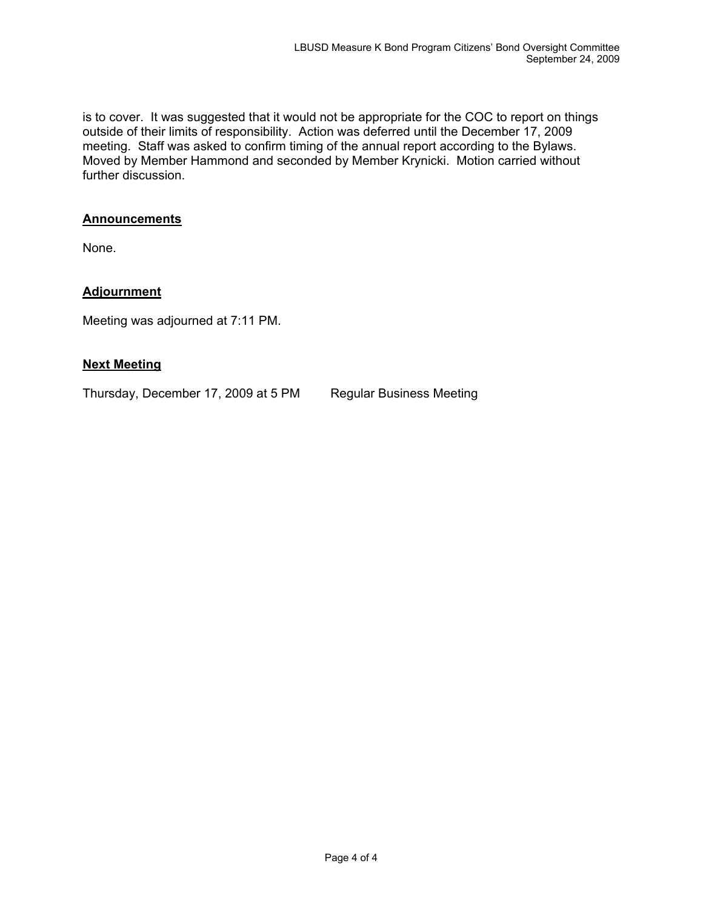is to cover. It was suggested that it would not be appropriate for the COC to report on things outside of their limits of responsibility. Action was deferred until the December 17, 2009 meeting. Staff was asked to confirm timing of the annual report according to the Bylaws. Moved by Member Hammond and seconded by Member Krynicki. Motion carried without further discussion.

## Announcements

None.

## Adjournment

Meeting was adjourned at 7:11 PM.

## Next Meeting

Thursday, December 17, 2009 at 5 PM Regular Business Meeting